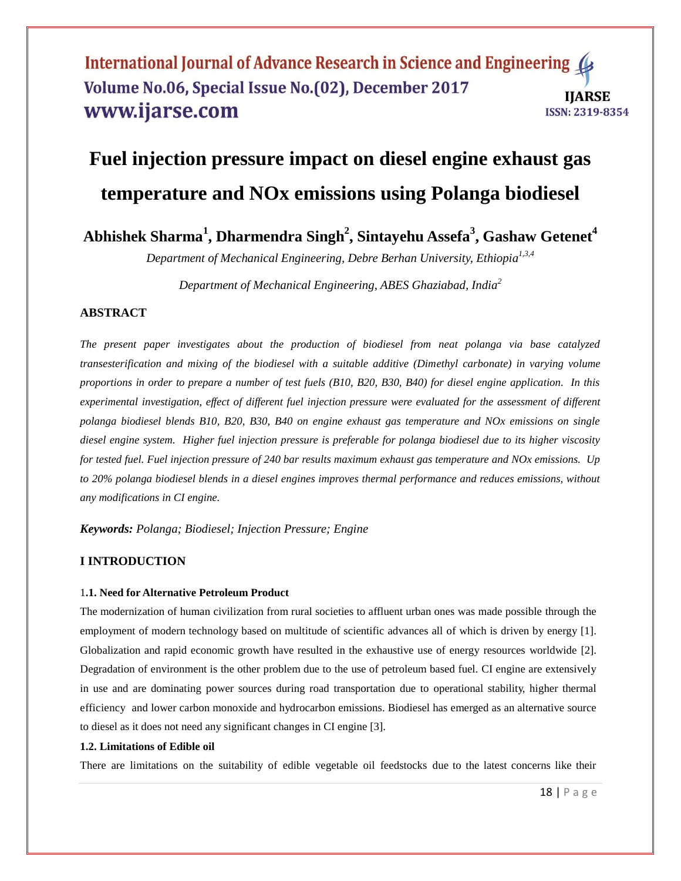# Fuel injection pressure impact on diesel engine exhaust gas temperature and NOx emissions using Polanga biodiesel

**Abhishek Sharma[1], Dharmendra Singh[2], Sintayehu Assefa[3], Gashaw Getenet[4]**

*Department of Mechanical Engineering, Debre Berhan University, Ethiopia[1,3,4]*

*Department of Mechanical Engineering, ABES Ghaziabad, India[2]*

## ABSTRACT

*The present paper investigates about the production of biodiesel from neat polanga via base catalyzed transesterification and mixing of the biodiesel with a suitable additive (Dimethyl carbonate) in varying volume proportions in order to prepare a number of test fuels (B10, B20, B30, B40) for diesel engine application. In this experimental investigation, effect of different fuel injection pressure were evaluated for the assessment of different polanga biodiesel blends B10, B20, B30, B40 on engine exhaust gas temperature and NOx emissions on single diesel engine system. Higher fuel injection pressure is preferable for polanga biodiesel due to its higher viscosity for tested fuel. Fuel injection pressure of 240 bar results maximum exhaust gas temperature and NOx emissions. Up to 20% polanga biodiesel blends in a diesel engines improves thermal performance and reduces emissions, without any modifications in CI engine.*

***Keywords:*** *Polanga; Biodiesel; Injection Pressure; Engine*

## I INTRODUCTION

### 1.1. Need for Alternative Petroleum Product

The modernization of human civilization from rural societies to affluent urban ones was made possible through the employment of modern technology based on multitude of scientific advances all of which is driven by energy [1]. Globalization and rapid economic growth have resulted in the exhaustive use of energy resources worldwide [2]. Degradation of environment is the other problem due to the use of petroleum based fuel. CI engine are extensively in use and are dominating power sources during road transportation due to operational stability, higher thermal efficiency and lower carbon monoxide and hydrocarbon emissions. Biodiesel has emerged as an alternative source to diesel as it does not need any significant changes in CI engine [3].

### 1.2. Limitations of Edible oil

There are limitations on the suitability of edible vegetable oil feedstocks due to the latest concerns like their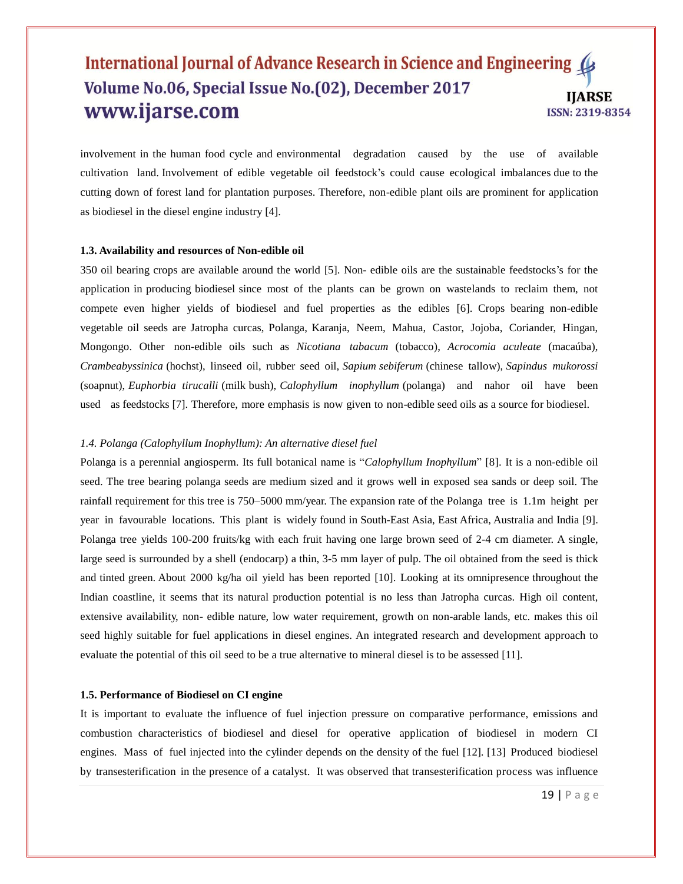involvement in the human food cycle and environmental degradation caused by the use of available cultivation land. Involvement of edible vegetable oil feedstock's could cause ecological imbalances due to the cutting down of forest land for plantation purposes. Therefore, non-edible plant oils are prominent for application as biodiesel in the diesel engine industry [4].

### 1.3. Availability and resources of Non-edible oil

350 oil bearing crops are available around the world [5]. Non- edible oils are the sustainable feedstocks's for the application in producing biodiesel since most of the plants can be grown on wastelands to reclaim them, not compete even higher yields of biodiesel and fuel properties as the edibles [6]. Crops bearing non-edible vegetable oil seeds are Jatropha curcas, Polanga, Karanja, Neem, Mahua, Castor, Jojoba, Coriander, Hingan, Mongongo. Other non-edible oils such as *Nicotiana tabacum* (tobacco), *Acrocomia aculeate* (macaúba), *Crambeabyssinica* (hochst), linseed oil, rubber seed oil, *Sapium sebiferum* (chinese tallow), *Sapindus mukorossi* (soapnut), *Euphorbia tirucalli* (milk bush), *Calophyllum inophyllum* (polanga) and nahor oil have been used as feedstocks [7]. Therefore, more emphasis is now given to non-edible seed oils as a source for biodiesel.

### *1.4. Polanga (Calophyllum Inophyllum): An alternative diesel fuel*

Polanga is a perennial angiosperm. Its full botanical name is "*Calophyllum Inophyllum*" [8]. It is a non-edible oil seed. The tree bearing polanga seeds are medium sized and it grows well in exposed sea sands or deep soil. The rainfall requirement for this tree is 750–5000 mm/year. The expansion rate of the Polanga tree is 1.1m height per year in favourable locations. This plant is widely found in South-East Asia, East Africa, Australia and India [9]. Polanga tree yields 100-200 fruits/kg with each fruit having one large brown seed of 2-4 cm diameter. A single, large seed is surrounded by a shell (endocarp) a thin, 3-5 mm layer of pulp. The oil obtained from the seed is thick and tinted green. About 2000 kg/ha oil yield has been reported [10]. Looking at its omnipresence throughout the Indian coastline, it seems that its natural production potential is no less than Jatropha curcas. High oil content, extensive availability, non- edible nature, low water requirement, growth on non-arable lands, etc. makes this oil seed highly suitable for fuel applications in diesel engines. An integrated research and development approach to evaluate the potential of this oil seed to be a true alternative to mineral diesel is to be assessed [11].

### 1.5. Performance of Biodiesel on CI engine

It is important to evaluate the influence of fuel injection pressure on comparative performance, emissions and combustion characteristics of biodiesel and diesel for operative application of biodiesel in modern CI engines. Mass of fuel injected into the cylinder depends on the density of the fuel [12]. [13] Produced biodiesel by transesterification in the presence of a catalyst. It was observed that transesterification process was influence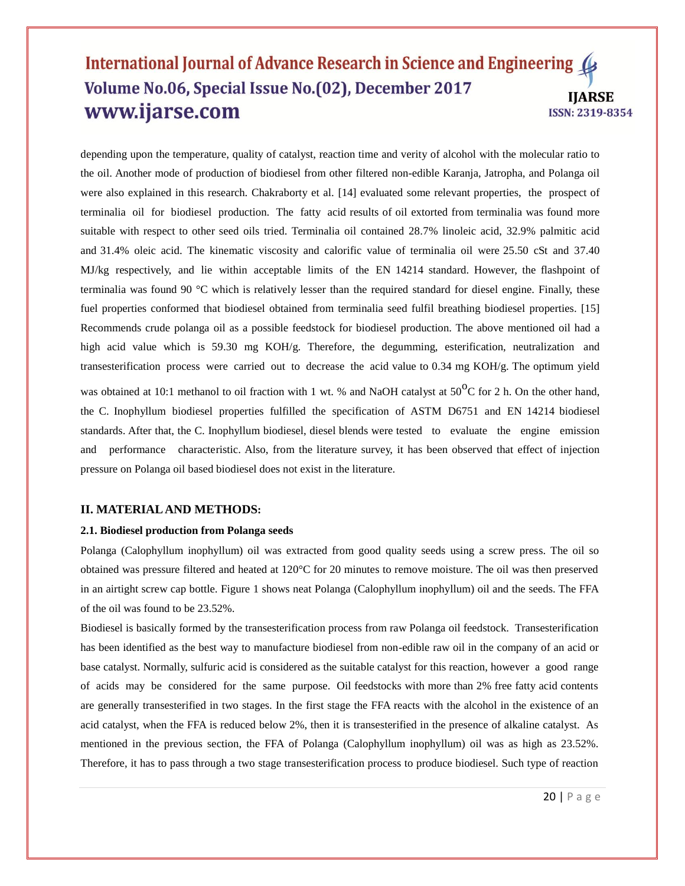depending upon the temperature, quality of catalyst, reaction time and verity of alcohol with the molecular ratio to the oil. Another mode of production of biodiesel from other filtered non-edible Karanja, Jatropha, and Polanga oil were also explained in this research. Chakraborty et al. [14] evaluated some relevant properties, the prospect of terminalia oil for biodiesel production. The fatty acid results of oil extorted from terminalia was found more suitable with respect to other seed oils tried. Terminalia oil contained 28.7% linoleic acid, 32.9% palmitic acid and 31.4% oleic acid. The kinematic viscosity and calorific value of terminalia oil were 25.50 cSt and 37.40 MJ/kg respectively, and lie within acceptable limits of the EN 14214 standard. However, the flashpoint of terminalia was found 90 °C which is relatively lesser than the required standard for diesel engine. Finally, these fuel properties conformed that biodiesel obtained from terminalia seed fulfil breathing biodiesel properties. [15] Recommends crude polanga oil as a possible feedstock for biodiesel production. The above mentioned oil had a high acid value which is 59.30 mg KOH/g. Therefore, the degumming, esterification, neutralization and transesterification process were carried out to decrease the acid value to 0.34 mg KOH/g. The optimum yield was obtained at 10:1 methanol to oil fraction with 1 wt. % and NaOH catalyst at $50^{o}C$ for 2 h. On the other hand, the C. Inophyllum biodiesel properties fulfilled the specification of ASTM D6751 and EN 14214 biodiesel standards. After that, the C. Inophyllum biodiesel, diesel blends were tested to evaluate the engine emission and performance characteristic. Also, from the literature survey, it has been observed that effect of injection pressure on Polanga oil based biodiesel does not exist in the literature.

## II. MATERIAL AND METHODS:

### 2.1. Biodiesel production from Polanga seeds

Polanga (Calophyllum inophyllum) oil was extracted from good quality seeds using a screw press. The oil so obtained was pressure filtered and heated at 120°C for 20 minutes to remove moisture. The oil was then preserved in an airtight screw cap bottle. Figure 1 shows neat Polanga (Calophyllum inophyllum) oil and the seeds. The FFA of the oil was found to be 23.52%.

Biodiesel is basically formed by the transesterification process from raw Polanga oil feedstock. Transesterification has been identified as the best way to manufacture biodiesel from non-edible raw oil in the company of an acid or base catalyst. Normally, sulfuric acid is considered as the suitable catalyst for this reaction, however a good range of acids may be considered for the same purpose. Oil feedstocks with more than 2% free fatty acid contents are generally transesterified in two stages. In the first stage the FFA reacts with the alcohol in the existence of an acid catalyst, when the FFA is reduced below 2%, then it is transesterified in the presence of alkaline catalyst. As mentioned in the previous section, the FFA of Polanga (Calophyllum inophyllum) oil was as high as 23.52%. Therefore, it has to pass through a two stage transesterification process to produce biodiesel. Such type of reaction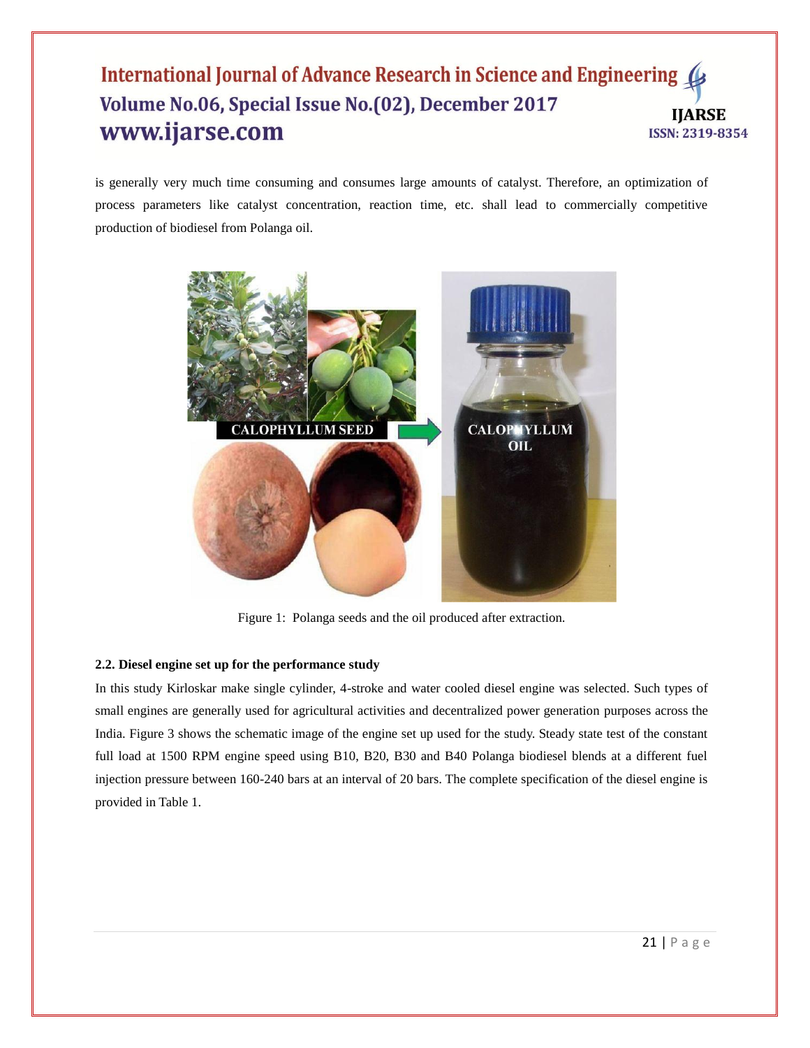is generally very much time consuming and consumes large amounts of catalyst. Therefore, an optimization of process parameters like catalyst concentration, reaction time, etc. shall lead to commercially competitive production of biodiesel from Polanga oil.

Figure 1: Polanga seeds and the oil produced after extraction.

### 2.2. Diesel engine set up for the performance study

In this study Kirloskar make single cylinder, 4-stroke and water cooled diesel engine was selected. Such types of small engines are generally used for agricultural activities and decentralized power generation purposes across the India. Figure 3 shows the schematic image of the engine set up used for the study. Steady state test of the constant full load at 1500 RPM engine speed using B10, B20, B30 and B40 Polanga biodiesel blends at a different fuel injection pressure between 160-240 bars at an interval of 20 bars. The complete specification of the diesel engine is provided in Table 1.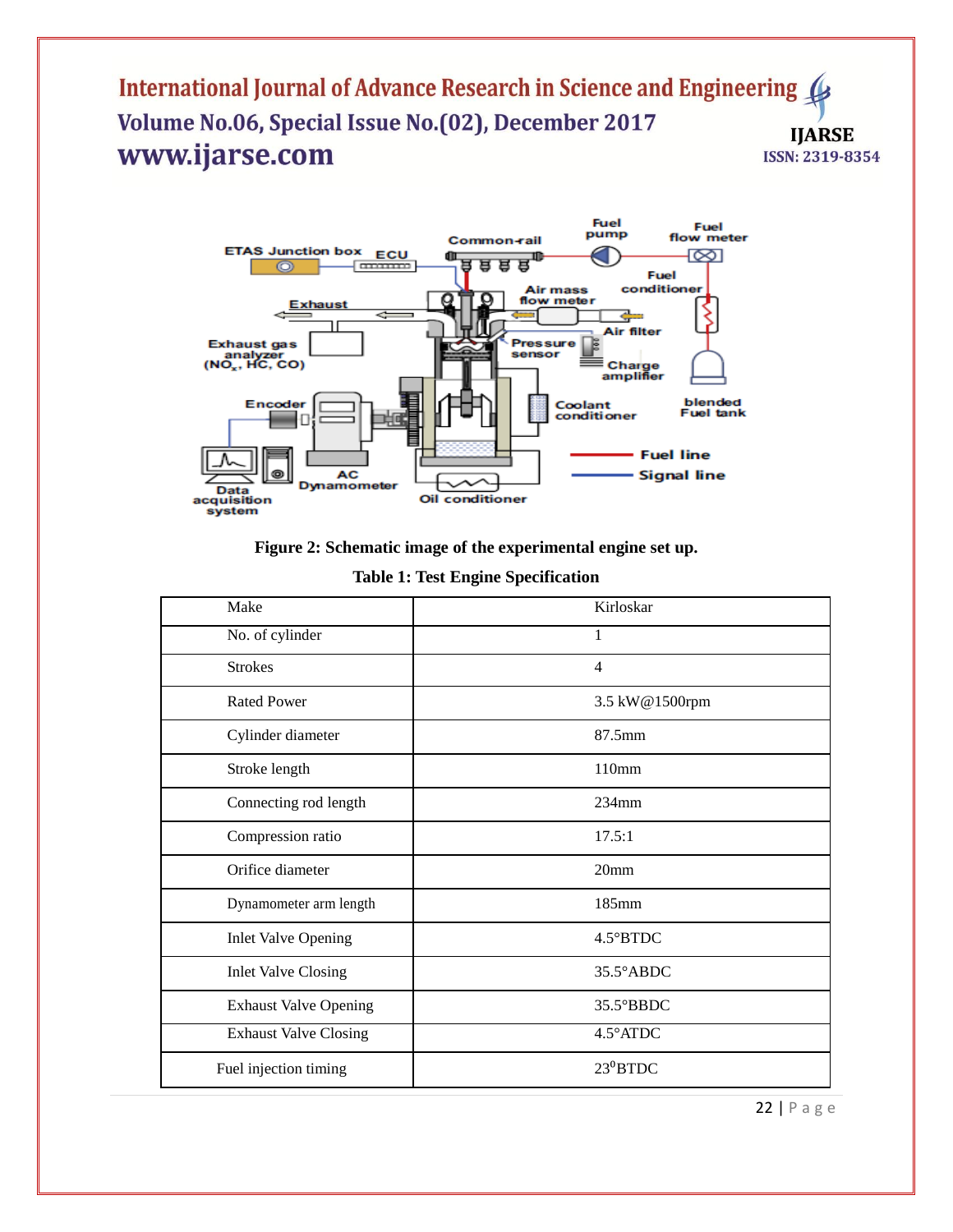**Figure 2: Schematic image of the experimental engine set up.**

**Table 1: Test Engine Specification**

| Make | Kirloskar |
|---|---|
| No. of cylinder | 1 |
| Strokes | 4 |
| Rated Power | 3.5 kW@1500rpm |
| Cylinder diameter | 87.5mm |
| Stroke length | 110mm |
| Connecting rod length | 234mm |
| Compression ratio | 17.5:1 |
| Orifice diameter | 20mm |
| Dynamometer arm length | 185mm |
| Inlet Valve Opening | 4.5°BTDC |
| Inlet Valve Closing | 35.5°ABDC |
| Exhaust Valve Opening | 35.5°BBDC |
| Exhaust Valve Closing | 4.5°ATDC |
| Fuel injection timing | $23^0$BTDC |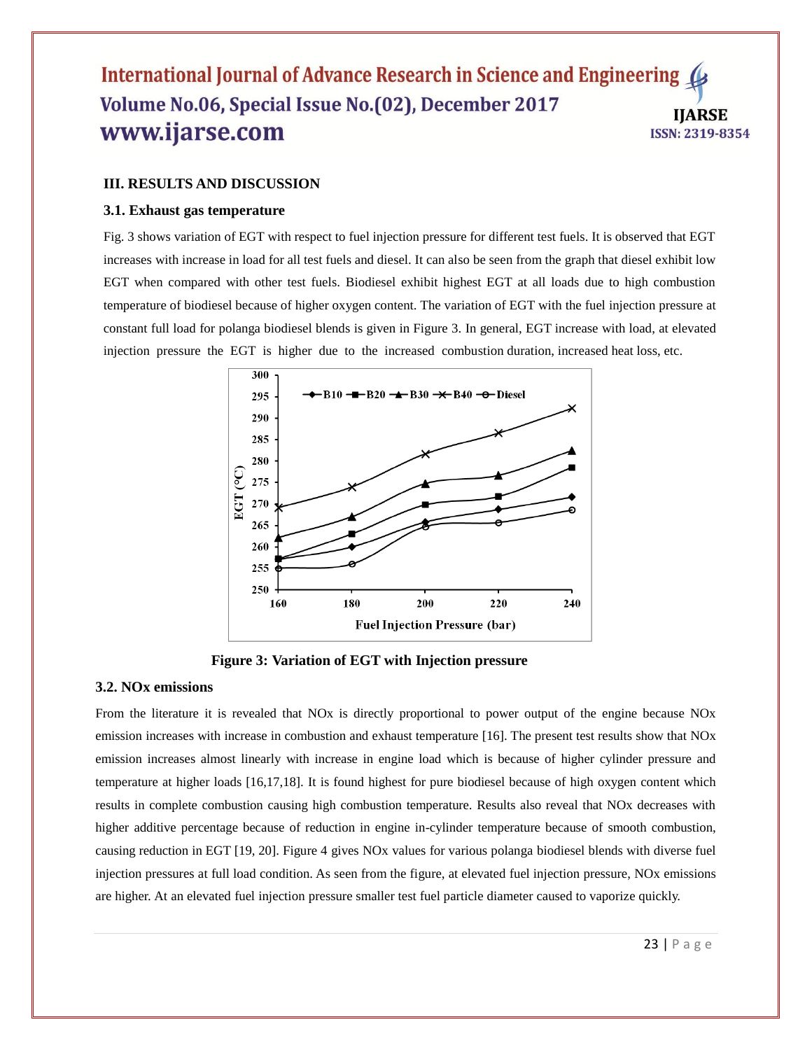## III. RESULTS AND DISCUSSION

### 3.1. Exhaust gas temperature

Fig. 3 shows variation of EGT with respect to fuel injection pressure for different test fuels. It is observed that EGT increases with increase in load for all test fuels and diesel. It can also be seen from the graph that diesel exhibit low EGT when compared with other test fuels. Biodiesel exhibit highest EGT at all loads due to high combustion temperature of biodiesel because of higher oxygen content. The variation of EGT with the fuel injection pressure at constant full load for polanga biodiesel blends is given in Figure 3. In general, EGT increase with load, at elevated injection pressure the EGT is higher due to the increased combustion duration, increased heat loss, etc.

**Figure 3: Variation of EGT with Injection pressure**

### 3.2. NOx emissions

From the literature it is revealed that NOx is directly proportional to power output of the engine because NOx emission increases with increase in combustion and exhaust temperature [16]. The present test results show that NOx emission increases almost linearly with increase in engine load which is because of higher cylinder pressure and temperature at higher loads [16,17,18]. It is found highest for pure biodiesel because of high oxygen content which results in complete combustion causing high combustion temperature. Results also reveal that NOx decreases with higher additive percentage because of reduction in engine in-cylinder temperature because of smooth combustion, causing reduction in EGT [19, 20]. Figure 4 gives NOx values for various polanga biodiesel blends with diverse fuel injection pressures at full load condition. As seen from the figure, at elevated fuel injection pressure, NOx emissions are higher. At an elevated fuel injection pressure smaller test fuel particle diameter caused to vaporize quickly.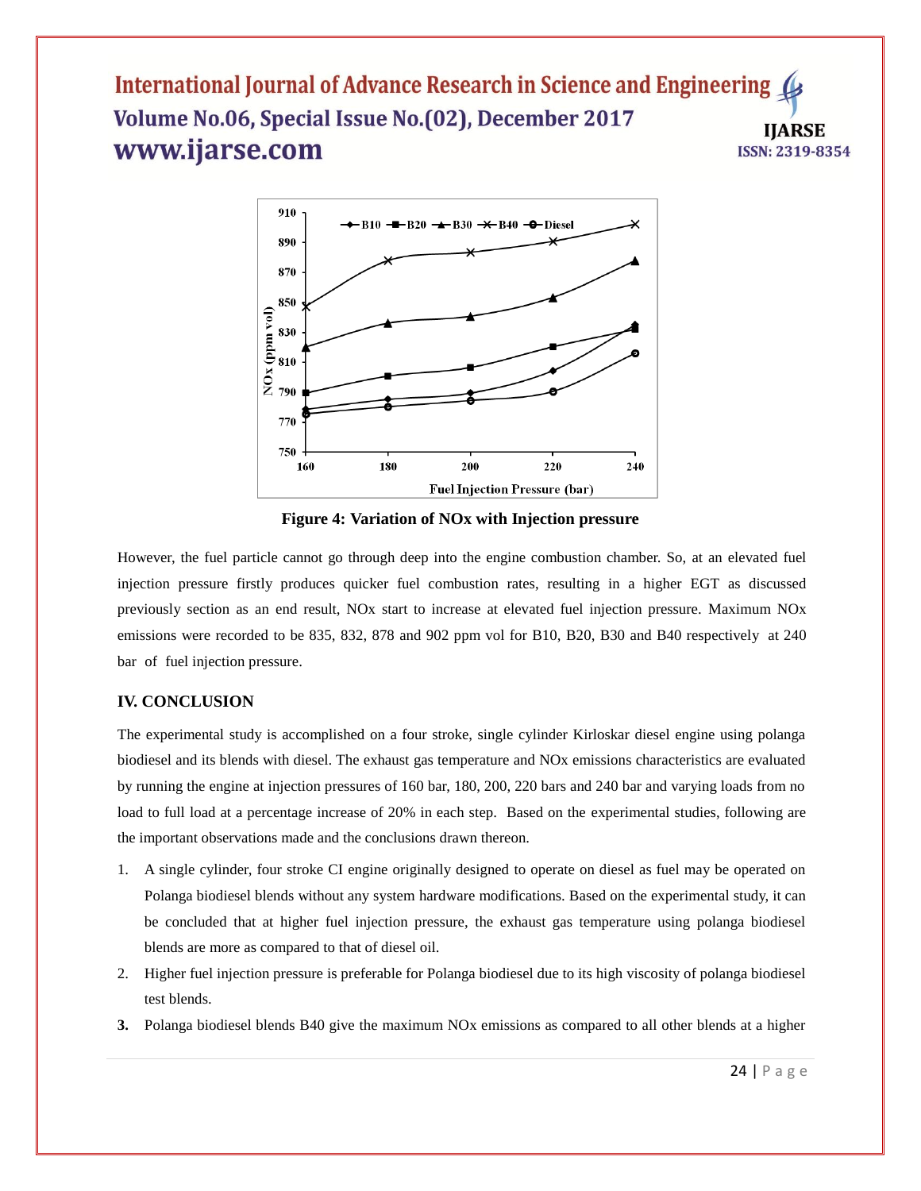**Figure 4: Variation of NOx with Injection pressure**

However, the fuel particle cannot go through deep into the engine combustion chamber. So, at an elevated fuel injection pressure firstly produces quicker fuel combustion rates, resulting in a higher EGT as discussed previously section as an end result, NOx start to increase at elevated fuel injection pressure. Maximum NOx emissions were recorded to be 835, 832, 878 and 902 ppm vol for B10, B20, B30 and B40 respectively at 240 bar of fuel injection pressure.

## IV. CONCLUSION

The experimental study is accomplished on a four stroke, single cylinder Kirloskar diesel engine using polanga biodiesel and its blends with diesel. The exhaust gas temperature and NOx emissions characteristics are evaluated by running the engine at injection pressures of 160 bar, 180, 200, 220 bars and 240 bar and varying loads from no load to full load at a percentage increase of 20% in each step. Based on the experimental studies, following are the important observations made and the conclusions drawn thereon.

1. A single cylinder, four stroke CI engine originally designed to operate on diesel as fuel may be operated on Polanga biodiesel blends without any system hardware modifications. Based on the experimental study, it can be concluded that at higher fuel injection pressure, the exhaust gas temperature using polanga biodiesel blends are more as compared to that of diesel oil.
2. Higher fuel injection pressure is preferable for Polanga biodiesel due to its high viscosity of polanga biodiesel test blends.
3. Polanga biodiesel blends B40 give the maximum NOx emissions as compared to all other blends at a higher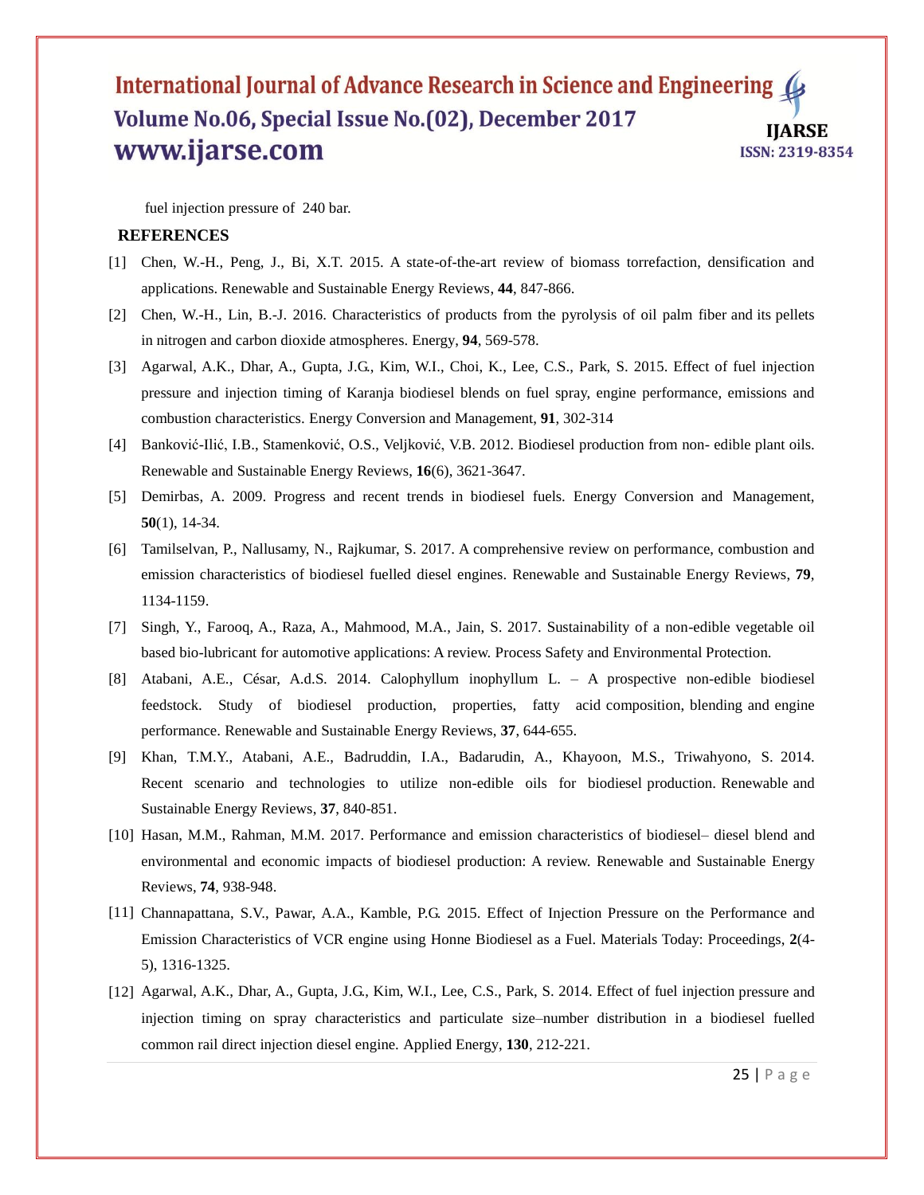fuel injection pressure of 240 bar.

## REFERENCES

[1] Chen, W.-H., Peng, J., Bi, X.T. 2015. A state-of-the-art review of biomass torrefaction, densification and applications. Renewable and Sustainable Energy Reviews, **44**, 847-866.

[2] Chen, W.-H., Lin, B.-J. 2016. Characteristics of products from the pyrolysis of oil palm fiber and its pellets in nitrogen and carbon dioxide atmospheres. Energy, **94**, 569-578.

[3] Agarwal, A.K., Dhar, A., Gupta, J.G., Kim, W.I., Choi, K., Lee, C.S., Park, S. 2015. Effect of fuel injection pressure and injection timing of Karanja biodiesel blends on fuel spray, engine performance, emissions and combustion characteristics. Energy Conversion and Management, **91**, 302-314

[4] Banković-Ilić, I.B., Stamenković, O.S., Veljković, V.B. 2012. Biodiesel production from non- edible plant oils. Renewable and Sustainable Energy Reviews, **16**(6), 3621-3647.

[5] Demirbas, A. 2009. Progress and recent trends in biodiesel fuels. Energy Conversion and Management, **50**(1), 14-34.

[6] Tamilselvan, P., Nallusamy, N., Rajkumar, S. 2017. A comprehensive review on performance, combustion and emission characteristics of biodiesel fuelled diesel engines. Renewable and Sustainable Energy Reviews, **79**, 1134-1159.

[7] Singh, Y., Farooq, A., Raza, A., Mahmood, M.A., Jain, S. 2017. Sustainability of a non-edible vegetable oil based bio-lubricant for automotive applications: A review. Process Safety and Environmental Protection.

[8] Atabani, A.E., César, A.d.S. 2014. Calophyllum inophyllum L. – A prospective non-edible biodiesel feedstock. Study of biodiesel production, properties, fatty acid composition, blending and engine performance. Renewable and Sustainable Energy Reviews, **37**, 644-655.

[9] Khan, T.M.Y., Atabani, A.E., Badruddin, I.A., Badarudin, A., Khayoon, M.S., Triwahyono, S. 2014. Recent scenario and technologies to utilize non-edible oils for biodiesel production. Renewable and Sustainable Energy Reviews, **37**, 840-851.

[10] Hasan, M.M., Rahman, M.M. 2017. Performance and emission characteristics of biodiesel– diesel blend and environmental and economic impacts of biodiesel production: A review. Renewable and Sustainable Energy Reviews, **74**, 938-948.

[11] Channapattana, S.V., Pawar, A.A., Kamble, P.G. 2015. Effect of Injection Pressure on the Performance and Emission Characteristics of VCR engine using Honne Biodiesel as a Fuel. Materials Today: Proceedings, **2**(4-5), 1316-1325.

[12] Agarwal, A.K., Dhar, A., Gupta, J.G., Kim, W.I., Lee, C.S., Park, S. 2014. Effect of fuel injection pressure and injection timing on spray characteristics and particulate size–number distribution in a biodiesel fuelled common rail direct injection diesel engine. Applied Energy, **130**, 212-221.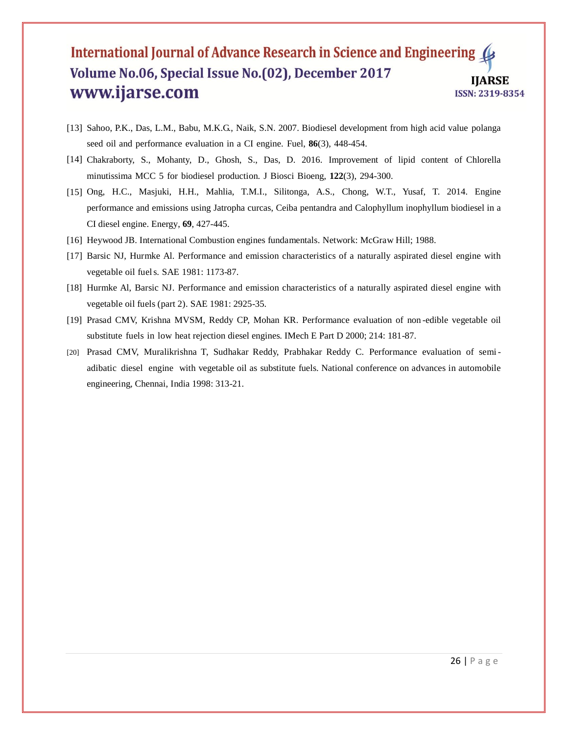[13] Sahoo, P.K., Das, L.M., Babu, M.K.G., Naik, S.N. 2007. Biodiesel development from high acid value polanga seed oil and performance evaluation in a CI engine. Fuel, **86**(3), 448-454.

[14] Chakraborty, S., Mohanty, D., Ghosh, S., Das, D. 2016. Improvement of lipid content of Chlorella minutissima MCC 5 for biodiesel production. J Biosci Bioeng, **122**(3), 294-300.

[15] Ong, H.C., Masjuki, H.H., Mahlia, T.M.I., Silitonga, A.S., Chong, W.T., Yusaf, T. 2014. Engine performance and emissions using Jatropha curcas, Ceiba pentandra and Calophyllum inophyllum biodiesel in a CI diesel engine. Energy, **69**, 427-445.

[16] Heywood JB. International Combustion engines fundamentals. Network: McGraw Hill; 1988.

[17] Barsic NJ, Hurmke Al. Performance and emission characteristics of a naturally aspirated diesel engine with vegetable oil fuels. SAE 1981: 1173-87.

[18] Hurmke Al, Barsic NJ. Performance and emission characteristics of a naturally aspirated diesel engine with vegetable oil fuels (part 2). SAE 1981: 2925-35.

[19] Prasad CMV, Krishna MVSM, Reddy CP, Mohan KR. Performance evaluation of non-edible vegetable oil substitute fuels in low heat rejection diesel engines. IMech E Part D 2000; 214: 181-87.

[20] Prasad CMV, Muralikrishna T, Sudhakar Reddy, Prabhakar Reddy C. Performance evaluation of semi-adibatic diesel engine with vegetable oil as substitute fuels. National conference on advances in automobile engineering, Chennai, India 1998: 313-21.